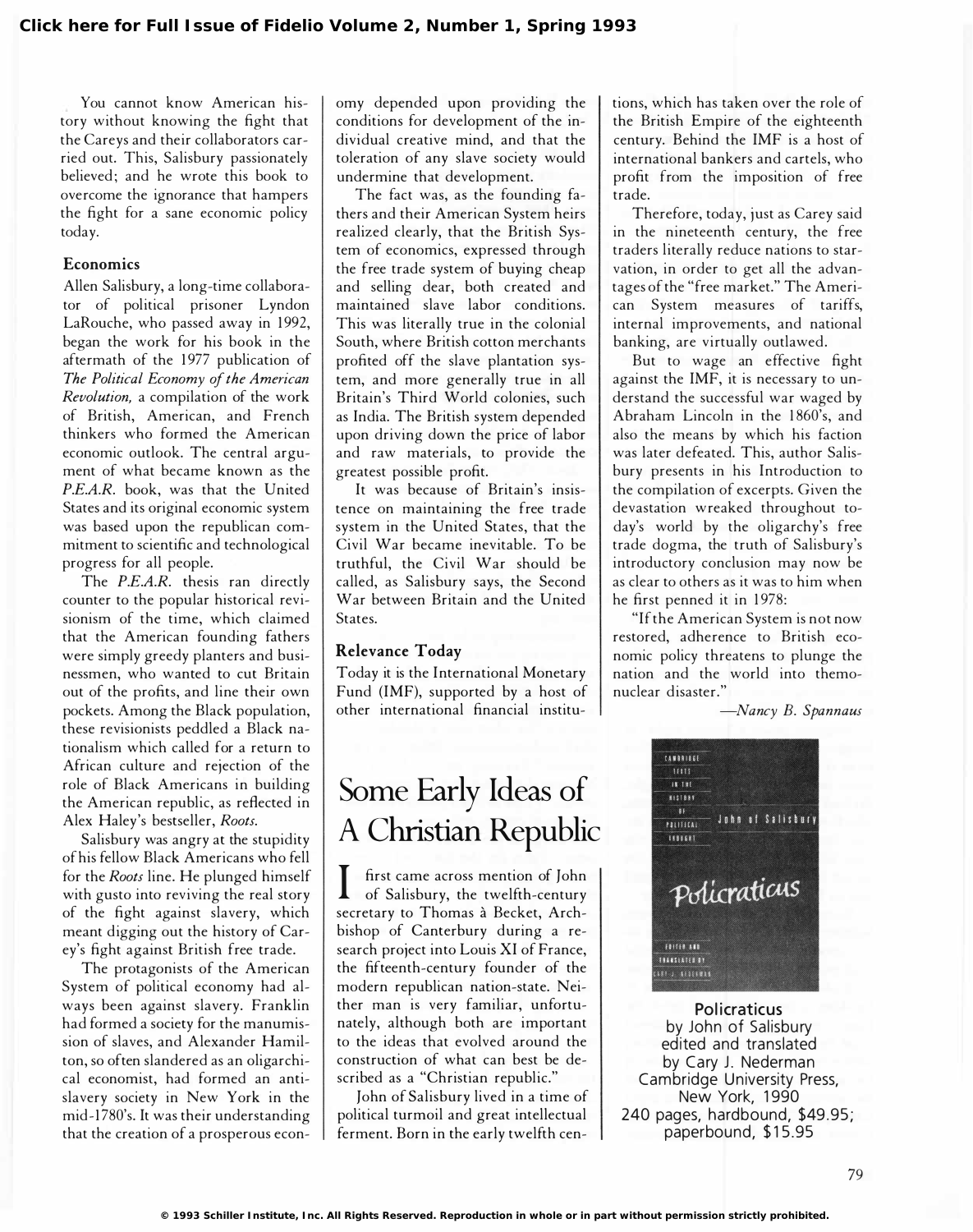You cannot know American history without knowing the fight that the Careys and their collaborators carried out. This, Salisbury passionately believed; and he wrote this book to overcome the ignorance that hampers the fight for a sane economic policy today.

### Economics

Allen Salisbury, a long-time collaborator of political prisoner Lyndon LaRouche, who passed away in 1992, began the work for his book in the aftermath of the 1977 publication of *The Political Economy of the American Revolution,* a compilation of the work of British, American, and French thinkers who formed the American economic outlook. The central argument of what became known as the *P.E.A.R.* book, was that the United States and its original economic system was based upon the republican commitment to scientific and technological progress for all people.

The *P.E.A.R.* thesis ran directly counter to the popular historical revisionism of the time, which claimed that the American founding fathers were simply greedy planters and businessmen, who wanted to cut Britain out of the profits, and line their own pockets. Among the Black population, these revisionists peddled a Black nationalism which called for a return to African culture and rejection of the role of Black Americans in building the American republic, as reflected in Alex Haley's bestseller, *Roots.*

Salisbury was angry at the stupidity of his fellow Black Americans who fell for the *Roots* line. He plunged himself with gusto into reviving the real story of the fight against slavery, which meant digging out the history of Carey's fight against British free trade.

The protagonists of the American System of political economy had always been against slavery. Franklin had formed a society for the manumission of slaves, and Alexander Hamilton, so often slandered as an oligarchical economist, had formed an antislavery society in New York in the mid-1780's. It was their understanding that the creation of a prosperous economy depended upon providing the conditions for development of the individual creative mind, and that the toleration of any slave society would undermine that development.

The fact was, as the founding fathers and their American System heirs realized clearly, that the British System of economics, expressed through the free trade system of buying cheap and selling dear, both created and maintained slave labor conditions. This was literally true in the colonial South, where British cotton merchants profited off the slave plantation system, and more generally true in all Britain's Third World colonies, such as India. The British system depended upon driving down the price of labor and raw materials, to provide the greatest possible profit.

It was because of Britain's insistence on maintaining the free trade system in the United States, that the Civil War became inevitable. To be truthful, the Civil War should be called, as Salisbury says, the Second War between Britain and the United States.

### Relevance Today

Today it is the International Monetary Fund (IMF), supported by a host of other international financial institutions, which has taken over the role of the British Empire of the eighteenth century. Behind the IMF is a host of international bankers and cartels, who profit from the imposition of free trade.

Therefore, today, just as Carey said in the nineteenth century, the free traders literally reduce nations to starvation, in order to get all the advantages of the "free market." The American System measures of tariffs, internal improvements, and national banking, are virtually outlawed.

But to wage an effective fight against the IMF, it is necessary to understand the successful war waged by Abraham Lincoln in the 1860's, and also the means by which his faction was later defeated. This, author Salisbury presents in his Introduction to the compilation of excerpts. Given the devastation wreaked throughout today's world by the oligarchy's free trade dogma, the truth of Salisbury's introductory conclusion may now be as clear to others as it was to him when he first penned it in 1978:

"If the American System is not now restored, adherence to British economic policy threatens to plunge the nation and the world into themonuclear disaster."

—*Nancy B. Spannaus*

# Some Early Ideas of A Christian Republic

I first came across mention of John of Salisbury, the twelfth-century secretary to Thomas à Becket, Archbishop of Canterbury during a research project into Louis XI of France, the fifteenth-century founder of the modern republican nation-state. Neither man is very familiar, unfortunately, although both are important to the ideas that evolved around the construction of what can best be described as a "Christian republic."

John of Salisbury lived in a time of political turmoil and great intellectual ferment. Born in the early twelfth cen-

**Policraticus**
by John of Salisbury
edited and translated
by Cary J. Nederman
Cambridge University Press,
New York, 1990
240 pages, hardbound, $49.95;
paperbound, $15.95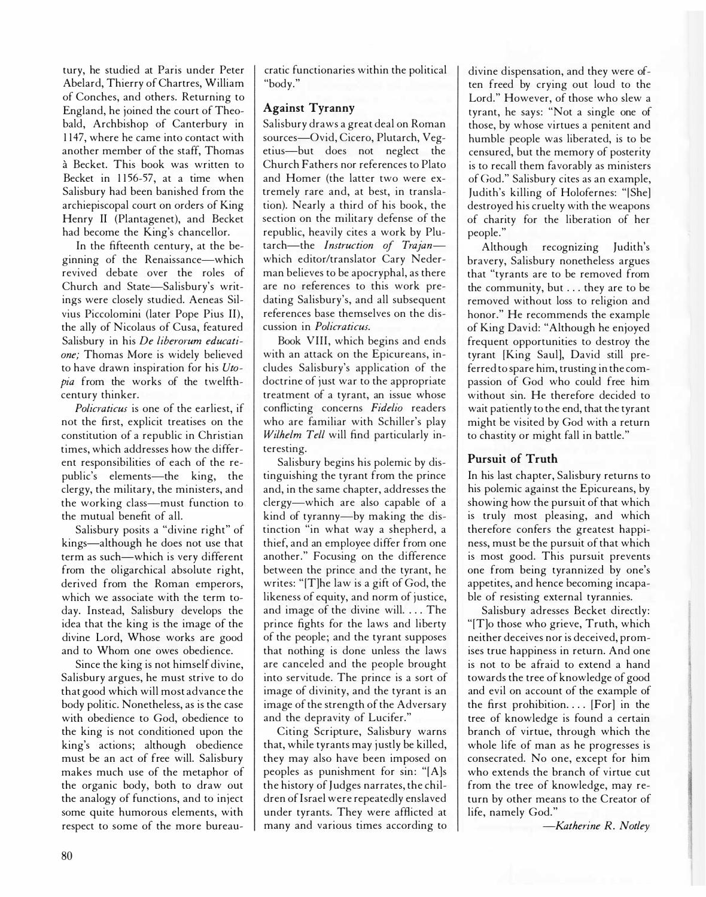tury, he studied at Paris under Peter Abelard, Thierry of Chartres, William of Conches, and others. Returning to England, he joined the court of Theobald, Archbishop of Canterbury in 1147, where he came into contact with another member of the staff, Thomas à Becket. This book was written to Becket in 1156-57, at a time when Salisbury had been banished from the archiepiscopal court on orders of King Henry II (Plantagenet), and Becket had become the King's chancellor.

In the fifteenth century, at the beginning of the Renaissance—which revived debate over the roles of Church and State—Salisbury's writings were closely studied. Aeneas Silvius Piccolomini (later Pope Pius II), the ally of Nicolaus of Cusa, featured Salisbury in his *De liberorum educatione;* Thomas More is widely believed to have drawn inspiration for his *Utopia* from the works of the twelfth-century thinker.

*Policraticus* is one of the earliest, if not the first, explicit treatises on the constitution of a republic in Christian times, which addresses how the different responsibilities of each of the republic's elements—the king, the clergy, the military, the ministers, and the working class—must function to the mutual benefit of all.

Salisbury posits a "divine right" of kings—although he does not use that term as such—which is very different from the oligarchical absolute right, derived from the Roman emperors, which we associate with the term today. Instead, Salisbury develops the idea that the king is the image of the divine Lord, Whose works are good and to Whom one owes obedience.

Since the king is not himself divine, Salisbury argues, he must strive to do that good which will most advance the body politic. Nonetheless, as is the case with obedience to God, obedience to the king is not conditioned upon the king's actions; although obedience must be an act of free will. Salisbury makes much use of the metaphor of the organic body, both to draw out the analogy of functions, and to inject some quite humorous elements, with respect to some of the more bureaucratic functionaries within the political "body."

## Against Tyranny

Salisbury draws a great deal on Roman sources—Ovid, Cicero, Plutarch, Vegetius—but does not neglect the Church Fathers nor references to Plato and Homer (the latter two were extremely rare and, at best, in translation). Nearly a third of his book, the section on the military defense of the republic, heavily cites a work by Plutarch—the *Instruction of Trajan*—which editor/translator Cary Nederman believes to be apocryphal, as there are no references to this work predating Salisbury's, and all subsequent references base themselves on the discussion in *Policraticus.*

Book VIII, which begins and ends with an attack on the Epicureans, includes Salisbury's application of the doctrine of just war to the appropriate treatment of a tyrant, an issue whose conflicting concerns ***Fidelio*** readers who are familiar with Schiller's play *Wilhelm Tell* will find particularly interesting.

Salisbury begins his polemic by distinguishing the tyrant from the prince and, in the same chapter, addresses the clergy—which are also capable of a kind of tyranny—by making the distinction "in what way a shepherd, a thief, and an employee differ from one another." Focusing on the difference between the prince and the tyrant, he writes: "[T]he law is a gift of God, the likeness of equity, and norm of justice, and image of the divine will. . . . The prince fights for the laws and liberty of the people; and the tyrant supposes that nothing is done unless the laws are canceled and the people brought into servitude. The prince is a sort of image of divinity, and the tyrant is an image of the strength of the Adversary and the depravity of Lucifer."

Citing Scripture, Salisbury warns that, while tyrants may justly be killed, they may also have been imposed on peoples as punishment for sin: "[A]s the history of Judges narrates, the children of Israel were repeatedly enslaved under tyrants. They were afflicted at many and various times according to divine dispensation, and they were often freed by crying out loud to the Lord." However, of those who slew a tyrant, he says: "Not a single one of those, by whose virtues a penitent and humble people was liberated, is to be censured, but the memory of posterity is to recall them favorably as ministers of God." Salisbury cites as an example, Judith's killing of Holofernes: "[She] destroyed his cruelty with the weapons of charity for the liberation of her people."

Although recognizing Judith's bravery, Salisbury nonetheless argues that "tyrants are to be removed from the community, but . . . they are to be removed without loss to religion and honor." He recommends the example of King David: "Although he enjoyed frequent opportunities to destroy the tyrant [King Saul], David still preferred to spare him, trusting in the compassion of God who could free him without sin. He therefore decided to wait patiently to the end, that the tyrant might be visited by God with a return to chastity or might fall in battle."

## Pursuit of Truth

In his last chapter, Salisbury returns to his polemic against the Epicureans, by showing how the pursuit of that which is truly most pleasing, and which therefore confers the greatest happiness, must be the pursuit of that which is most good. This pursuit prevents one from being tyrannized by one's appetites, and hence becoming incapable of resisting external tyrannies.

Salisbury adresses Becket directly: "[T]o those who grieve, Truth, which neither deceives nor is deceived, promises true happiness in return. And one is not to be afraid to extend a hand towards the tree of knowledge of good and evil on account of the example of the first prohibition. . . . [For] in the tree of knowledge is found a certain branch of virtue, through which the whole life of man as he progresses is consecrated. No one, except for him who extends the branch of virtue cut from the tree of knowledge, may return by other means to the Creator of life, namely God."

—*Katherine R. Notley*